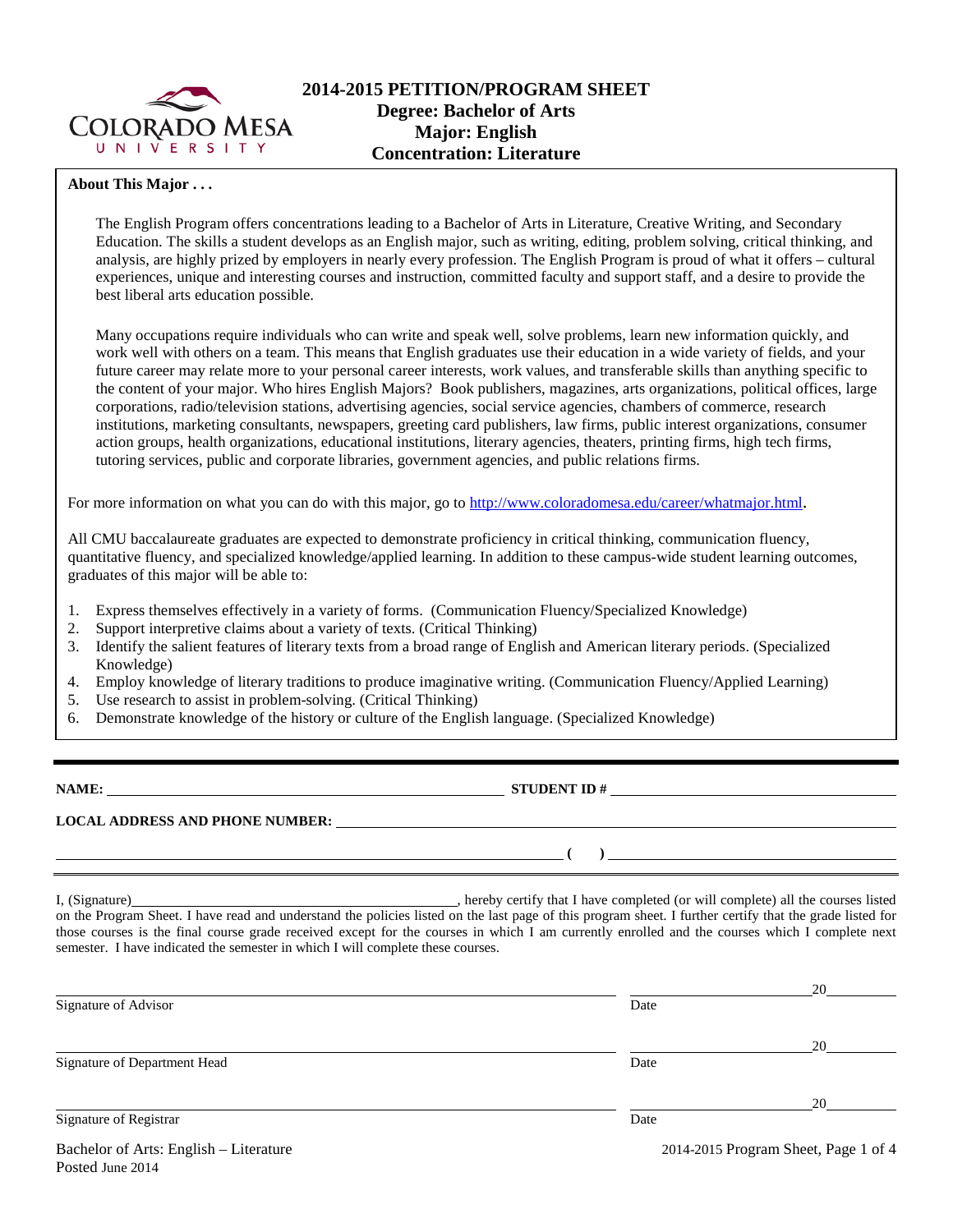# 2014-2015 PETITION/PROGRAM SHEET
## Degree: Bachelor of Arts
## Major: English
## Concentration: Literature

**About This Major . . .**

The English Program offers concentrations leading to a Bachelor of Arts in Literature, Creative Writing, and Secondary Education. The skills a student develops as an English major, such as writing, editing, problem solving, critical thinking, and analysis, are highly prized by employers in nearly every profession. The English Program is proud of what it offers – cultural experiences, unique and interesting courses and instruction, committed faculty and support staff, and a desire to provide the best liberal arts education possible.

Many occupations require individuals who can write and speak well, solve problems, learn new information quickly, and work well with others on a team. This means that English graduates use their education in a wide variety of fields, and your future career may relate more to your personal career interests, work values, and transferable skills than anything specific to the content of your major. Who hires English Majors? Book publishers, magazines, arts organizations, political offices, large corporations, radio/television stations, advertising agencies, social service agencies, chambers of commerce, research institutions, marketing consultants, newspapers, greeting card publishers, law firms, public interest organizations, consumer action groups, health organizations, educational institutions, literary agencies, theaters, printing firms, high tech firms, tutoring services, public and corporate libraries, government agencies, and public relations firms.

For more information on what you can do with this major, go to http://www.coloradomesa.edu/career/whatmajor.html.

All CMU baccalaureate graduates are expected to demonstrate proficiency in critical thinking, communication fluency, quantitative fluency, and specialized knowledge/applied learning. In addition to these campus-wide student learning outcomes, graduates of this major will be able to:

1. Express themselves effectively in a variety of forms. (Communication Fluency/Specialized Knowledge)
2. Support interpretive claims about a variety of texts. (Critical Thinking)
3. Identify the salient features of literary texts from a broad range of English and American literary periods. (Specialized Knowledge)
4. Employ knowledge of literary traditions to produce imaginative writing. (Communication Fluency/Applied Learning)
5. Use research to assist in problem-solving. (Critical Thinking)
6. Demonstrate knowledge of the history or culture of the English language. (Specialized Knowledge)

---

**NAME:** ______________________________ **STUDENT ID #** ______________________________

**LOCAL ADDRESS AND PHONE NUMBER:** ______________________________

______________________________ **( )** ______________________________

I, (Signature)______________________________, hereby certify that I have completed (or will complete) all the courses listed on the Program Sheet. I have read and understand the policies listed on the last page of this program sheet. I further certify that the grade listed for those courses is the final course grade received except for the courses in which I am currently enrolled and the courses which I complete next semester. I have indicated the semester in which I will complete these courses.

______________________________ ______________20______
Signature of Advisor Date

______________________________ ______________20______
Signature of Department Head Date

______________________________ ______________20______
Signature of Registrar Date

Bachelor of Arts: English – Literature
Posted June 2014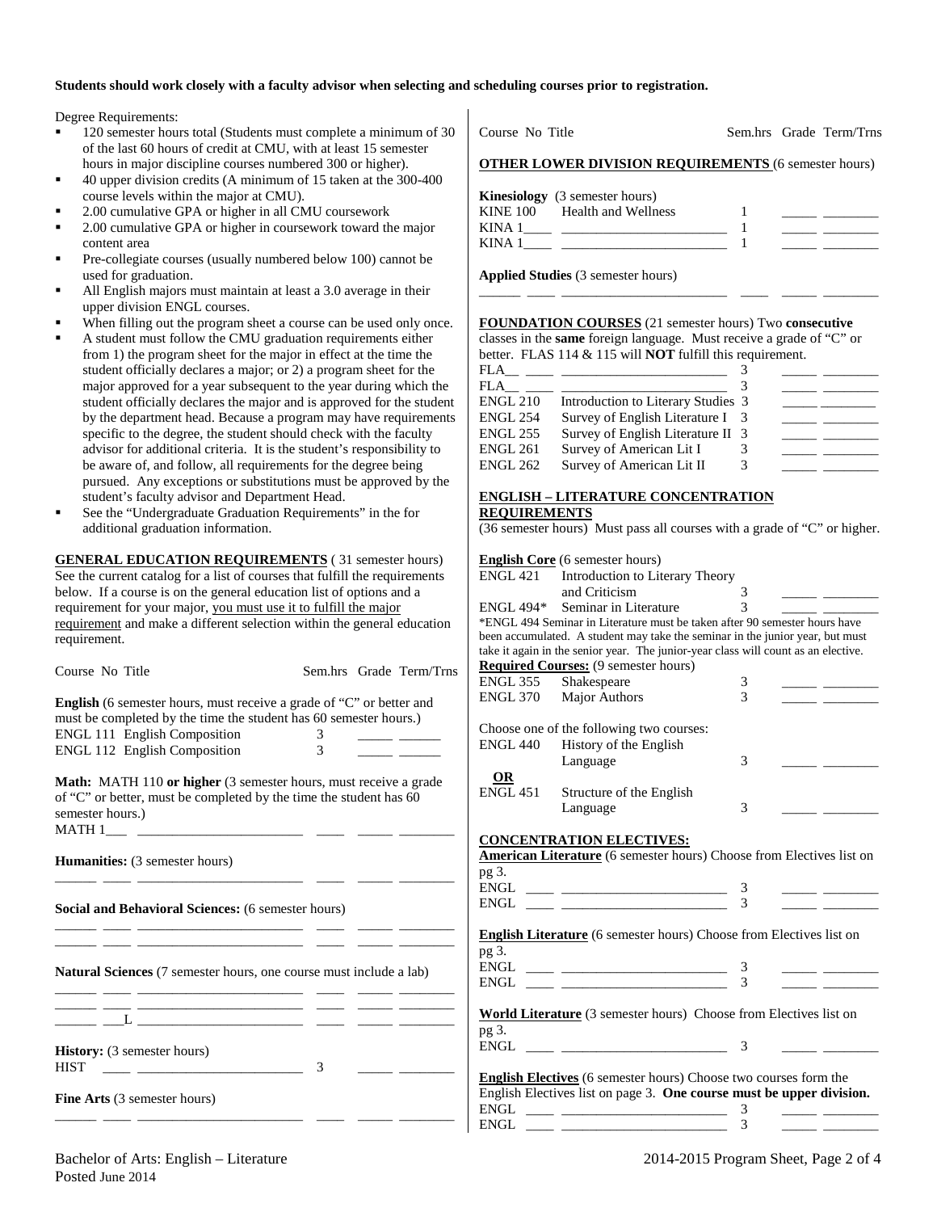**Students should work closely with a faculty advisor when selecting and scheduling courses prior to registration.**

Degree Requirements:

- 120 semester hours total (Students must complete a minimum of 30 of the last 60 hours of credit at CMU, with at least 15 semester hours in major discipline courses numbered 300 or higher).
- 40 upper division credits (A minimum of 15 taken at the 300-400 course levels within the major at CMU).
- 2.00 cumulative GPA or higher in all CMU coursework
- 2.00 cumulative GPA or higher in coursework toward the major content area
- Pre-collegiate courses (usually numbered below 100) cannot be used for graduation.
- All English majors must maintain at least a 3.0 average in their upper division ENGL courses.
- When filling out the program sheet a course can be used only once.
- A student must follow the CMU graduation requirements either from 1) the program sheet for the major in effect at the time the student officially declares a major; or 2) a program sheet for the major approved for a year subsequent to the year during which the student officially declares the major and is approved for the student by the department head. Because a program may have requirements specific to the degree, the student should check with the faculty advisor for additional criteria. It is the student's responsibility to be aware of, and follow, all requirements for the degree being pursued. Any exceptions or substitutions must be approved by the student's faculty advisor and Department Head.
- See the "Undergraduate Graduation Requirements" in the for additional graduation information.

**GENERAL EDUCATION REQUIREMENTS** ( 31 semester hours) See the current catalog for a list of courses that fulfill the requirements below. If a course is on the general education list of options and a requirement for your major, you must use it to fulfill the major requirement and make a different selection within the general education requirement.

| Course No | Title | Sem.hrs | Grade | Term/Trns |
|---|---|---|---|---|

**English** (6 semester hours, must receive a grade of "C" or better and must be completed by the time the student has 60 semester hours.)

| Course No | Title | Sem.hrs | Grade | Term/Trns |
|---|---|---|---|---|
| ENGL 111 | English Composition | 3 | _____ | ______ |
| ENGL 112 | English Composition | 3 | _____ | ______ |

**Math:** MATH 110 **or higher** (3 semester hours, must receive a grade of "C" or better, must be completed by the time the student has 60 semester hours.)

| Course No | Title | Sem.hrs | Grade | Term/Trns |
|---|---|---|---|---|
| MATH 1___ | ______________________ | ____ | _____ | ________ |

**Humanities:** (3 semester hours)

| Course No | Title | Sem.hrs | Grade | Term/Trns |
|---|---|---|---|---|
| ______ ____ | ______________________ | ____ | _____ | ________ |

**Social and Behavioral Sciences:** (6 semester hours)

| Course No | Title | Sem.hrs | Grade | Term/Trns |
|---|---|---|---|---|
| ______ ____ | ______________________ | ____ | _____ | ________ |
| ______ ____ | ______________________ | ____ | _____ | ________ |

**Natural Sciences** (7 semester hours, one course must include a lab)

| Course No | Title | Sem.hrs | Grade | Term/Trns |
|---|---|---|---|---|
| ______ ____ | ______________________ | ____ | _____ | ________ |
| ______ ____ | ______________________ | ____ | _____ | ________ |
| ______ ___L | ______________________ | ____ | _____ | ________ |

**History:** (3 semester hours)

| Course No | Title | Sem.hrs | Grade | Term/Trns |
|---|---|---|---|---|
| HIST ____ | ______________________ | 3 | _____ | ________ |

**Fine Arts** (3 semester hours)

| Course No | Title | Sem.hrs | Grade | Term/Trns |
|---|---|---|---|---|
| ______ ____ | ______________________ | ____ | _____ | ________ |

**OTHER LOWER DIVISION REQUIREMENTS** (6 semester hours)

**Kinesiology** (3 semester hours)

| Course No | Title | Sem.hrs | Grade | Term/Trns |
|---|---|---|---|---|
| KINE 100 | Health and Wellness | 1 | _____ | ________ |
| KINA 1____ | ______________________ | 1 | _____ | ________ |
| KINA 1____ | ______________________ | 1 | _____ | ________ |

**Applied Studies** (3 semester hours)

| Course No | Title | Sem.hrs | Grade | Term/Trns |
|---|---|---|---|---|
| ______ ____ | ______________________ | ____ | _____ | ________ |

**FOUNDATION COURSES** (21 semester hours) Two **consecutive** classes in the **same** foreign language. Must receive a grade of "C" or better. FLAS 114 & 115 will **NOT** fulfill this requirement.

| Course No | Title | Sem.hrs | Grade | Term/Trns |
|---|---|---|---|---|
| FLA__ ____ | ______________________ | 3 | _____ | ________ |
| FLA__ ____ | ______________________ | 3 | _____ | ________ |
| ENGL 210 | Introduction to Literary Studies | 3 | _____ | ________ |
| ENGL 254 | Survey of English Literature I | 3 | _____ | ________ |
| ENGL 255 | Survey of English Literature II | 3 | _____ | ________ |
| ENGL 261 | Survey of American Lit I | 3 | _____ | ________ |
| ENGL 262 | Survey of American Lit II | 3 | _____ | ________ |

**ENGLISH – LITERATURE CONCENTRATION REQUIREMENTS**
(36 semester hours) Must pass all courses with a grade of "C" or higher.

**English Core** (6 semester hours)

| Course No | Title | Sem.hrs | Grade | Term/Trns |
|---|---|---|---|---|
| ENGL 421 | Introduction to Literary Theory and Criticism | 3 | _____ | ________ |
| ENGL 494* | Seminar in Literature | 3 | _____ | ________ |

*ENGL 494 Seminar in Literature must be taken after 90 semester hours have been accumulated. A student may take the seminar in the junior year, but must take it again in the senior year. The junior-year class will count as an elective.

**Required Courses:** (9 semester hours)

| Course No | Title | Sem.hrs | Grade | Term/Trns |
|---|---|---|---|---|
| ENGL 355 | Shakespeare | 3 | _____ | ________ |
| ENGL 370 | Major Authors | 3 | _____ | ________ |

Choose one of the following two courses:

| Course No | Title | Sem.hrs | Grade | Term/Trns |
|---|---|---|---|---|
| ENGL 440 | History of the English Language | 3 | _____ | ________ |
| **OR** | | | | |
| ENGL 451 | Structure of the English Language | 3 | _____ | ________ |

**CONCENTRATION ELECTIVES:**

**American Literature** (6 semester hours) Choose from Electives list on pg 3.

| Course No | Title | Sem.hrs | Grade | Term/Trns |
|---|---|---|---|---|
| ENGL ____ | ______________________ | 3 | _____ | ________ |
| ENGL ____ | ______________________ | 3 | _____ | ________ |

**English Literature** (6 semester hours) Choose from Electives list on pg 3.

| Course No | Title | Sem.hrs | Grade | Term/Trns |
|---|---|---|---|---|
| ENGL ____ | ______________________ | 3 | _____ | ________ |
| ENGL ____ | ______________________ | 3 | _____ | ________ |

**World Literature** (3 semester hours) Choose from Electives list on pg 3.

| Course No | Title | Sem.hrs | Grade | Term/Trns |
|---|---|---|---|---|
| ENGL ____ | ______________________ | 3 | _____ | ________ |

**English Electives** (6 semester hours) Choose two courses form the English Electives list on page 3. **One course must be upper division.**

| Course No | Title | Sem.hrs | Grade | Term/Trns |
|---|---|---|---|---|
| ENGL ____ | ______________________ | 3 | _____ | ________ |
| ENGL ____ | ______________________ | 3 | _____ | ________ |

Bachelor of Arts: English – Literature
Posted June 2014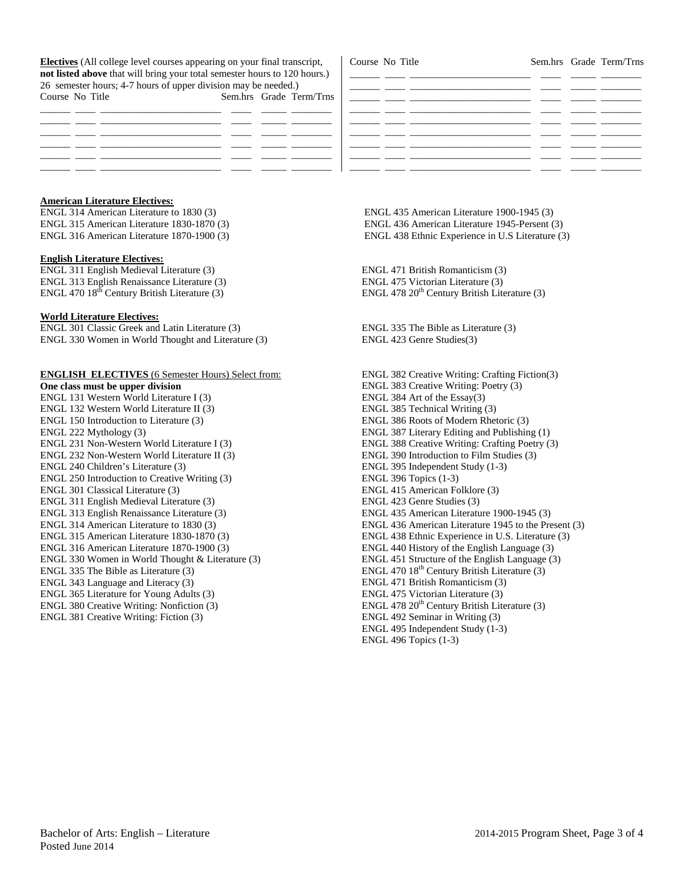**Electives** (All college level courses appearing on your final transcript, **not listed above** that will bring your total semester hours to 120 hours.) 26 semester hours; 4-7 hours of upper division may be needed.)

| Course | No | Title | Sem.hrs | Grade | Term/Trns |
|---|---|---|---|---|---|
| | | | | | |
| | | | | | |
| | | | | | |
| | | | | | |
| | | | | | |
| | | | | | |

| Course | No | Title | Sem.hrs | Grade | Term/Trns |
|---|---|---|---|---|---|
| | | | | | |
| | | | | | |
| | | | | | |
| | | | | | |
| | | | | | |
| | | | | | |
| | | | | | |
| | | | | | |

**American Literature Electives:**

ENGL 314 American Literature to 1830 (3)
ENGL 315 American Literature 1830-1870 (3)
ENGL 316 American Literature 1870-1900 (3)
ENGL 435 American Literature 1900-1945 (3)
ENGL 436 American Literature 1945-Persent (3)
ENGL 438 Ethnic Experience in U.S Literature (3)

**English Literature Electives:**

ENGL 311 English Medieval Literature (3)
ENGL 313 English Renaissance Literature (3)
ENGL 470 18th Century British Literature (3)
ENGL 471 British Romanticism (3)
ENGL 475 Victorian Literature (3)
ENGL 478 20th Century British Literature (3)

**World Literature Electives:**

ENGL 301 Classic Greek and Latin Literature (3)
ENGL 330 Women in World Thought and Literature (3)
ENGL 335 The Bible as Literature (3)
ENGL 423 Genre Studies(3)

**ENGLISH ELECTIVES** (6 Semester Hours) Select from:
**One class must be upper division**

ENGL 131 Western World Literature I (3)
ENGL 132 Western World Literature II (3)
ENGL 150 Introduction to Literature (3)
ENGL 222 Mythology (3)
ENGL 231 Non-Western World Literature I (3)
ENGL 232 Non-Western World Literature II (3)
ENGL 240 Children's Literature (3)
ENGL 250 Introduction to Creative Writing (3)
ENGL 301 Classical Literature (3)
ENGL 311 English Medieval Literature (3)
ENGL 313 English Renaissance Literature (3)
ENGL 314 American Literature to 1830 (3)
ENGL 315 American Literature 1830-1870 (3)
ENGL 316 American Literature 1870-1900 (3)
ENGL 330 Women in World Thought & Literature (3)
ENGL 335 The Bible as Literature (3)
ENGL 343 Language and Literacy (3)
ENGL 365 Literature for Young Adults (3)
ENGL 380 Creative Writing: Nonfiction (3)
ENGL 381 Creative Writing: Fiction (3)
ENGL 382 Creative Writing: Crafting Fiction(3)
ENGL 383 Creative Writing: Poetry (3)
ENGL 384 Art of the Essay(3)
ENGL 385 Technical Writing (3)
ENGL 386 Roots of Modern Rhetoric (3)
ENGL 387 Literary Editing and Publishing (1)
ENGL 388 Creative Writing: Crafting Poetry (3)
ENGL 390 Introduction to Film Studies (3)
ENGL 395 Independent Study (1-3)
ENGL 396 Topics (1-3)
ENGL 415 American Folklore (3)
ENGL 423 Genre Studies (3)
ENGL 435 American Literature 1900-1945 (3)
ENGL 436 American Literature 1945 to the Present (3)
ENGL 438 Ethnic Experience in U.S. Literature (3)
ENGL 440 History of the English Language (3)
ENGL 451 Structure of the English Language (3)
ENGL 470 18th Century British Literature (3)
ENGL 471 British Romanticism (3)
ENGL 475 Victorian Literature (3)
ENGL 478 20th Century British Literature (3)
ENGL 492 Seminar in Writing (3)
ENGL 495 Independent Study (1-3)
ENGL 496 Topics (1-3)

Bachelor of Arts: English – Literature
Posted June 2014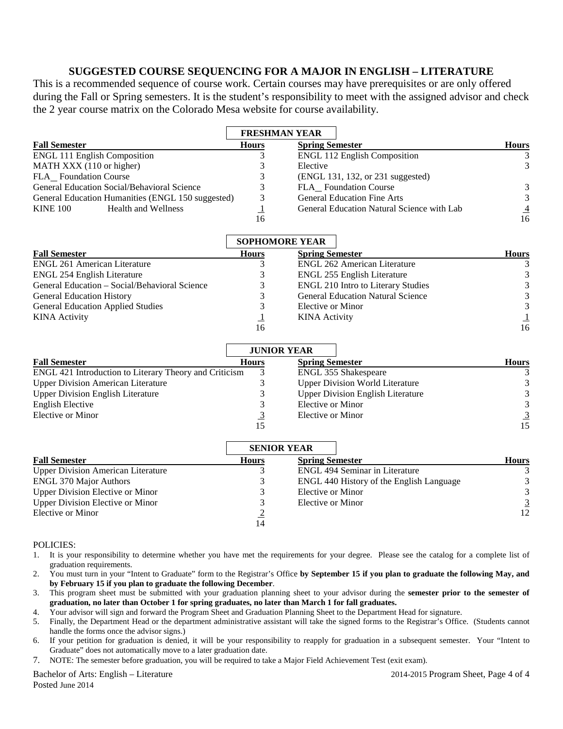## SUGGESTED COURSE SEQUENCING FOR A MAJOR IN ENGLISH – LITERATURE

This is a recommended sequence of course work. Certain courses may have prerequisites or are only offered during the Fall or Spring semesters. It is the student's responsibility to meet with the assigned advisor and check the 2 year course matrix on the Colorado Mesa website for course availability.

### FRESHMAN YEAR

| Fall Semester | Hours | Spring Semester | Hours |
|---|---|---|---|
| ENGL 111 English Composition | 3 | ENGL 112 English Composition | 3 |
| MATH XXX (110 or higher) | 3 | Elective | 3 |
| FLA_ Foundation Course | 3 | (ENGL 131, 132, or 231 suggested) | |
| General Education Social/Behavioral Science | 3 | FLA_ Foundation Course | 3 |
| General Education Humanities (ENGL 150 suggested) | 3 | General Education Fine Arts | 3 |
| KINE 100 Health and Wellness | 1 | General Education Natural Science with Lab | 4 |
| | 16 | | 16 |

### SOPHOMORE YEAR

| Fall Semester | Hours | Spring Semester | Hours |
|---|---|---|---|
| ENGL 261 American Literature | 3 | ENGL 262 American Literature | 3 |
| ENGL 254 English Literature | 3 | ENGL 255 English Literature | 3 |
| General Education – Social/Behavioral Science | 3 | ENGL 210 Intro to Literary Studies | 3 |
| General Education History | 3 | General Education Natural Science | 3 |
| General Education Applied Studies | 3 | Elective or Minor | 3 |
| KINA Activity | 1 | KINA Activity | 1 |
| | 16 | | 16 |

### JUNIOR YEAR

| Fall Semester | Hours | Spring Semester | Hours |
|---|---|---|---|
| ENGL 421 Introduction to Literary Theory and Criticism | 3 | ENGL 355 Shakespeare | 3 |
| Upper Division American Literature | 3 | Upper Division World Literature | 3 |
| Upper Division English Literature | 3 | Upper Division English Literature | 3 |
| English Elective | 3 | Elective or Minor | 3 |
| Elective or Minor | 3 | Elective or Minor | 3 |
| | 15 | | 15 |

### SENIOR YEAR

| Fall Semester | Hours | Spring Semester | Hours |
|---|---|---|---|
| Upper Division American Literature | 3 | ENGL 494 Seminar in Literature | 3 |
| ENGL 370 Major Authors | 3 | ENGL 440 History of the English Language | 3 |
| Upper Division Elective or Minor | 3 | Elective or Minor | 3 |
| Upper Division Elective or Minor | 3 | Elective or Minor | 3 |
| Elective or Minor | 2 | | 12 |
| | 14 | | |

POLICIES:

1. It is your responsibility to determine whether you have met the requirements for your degree. Please see the catalog for a complete list of graduation requirements.
2. You must turn in your "Intent to Graduate" form to the Registrar's Office **by September 15 if you plan to graduate the following May, and by February 15 if you plan to graduate the following December**.
3. This program sheet must be submitted with your graduation planning sheet to your advisor during the **semester prior to the semester of graduation, no later than October 1 for spring graduates, no later than March 1 for fall graduates.**
4. Your advisor will sign and forward the Program Sheet and Graduation Planning Sheet to the Department Head for signature.
5. Finally, the Department Head or the department administrative assistant will take the signed forms to the Registrar's Office. (Students cannot handle the forms once the advisor signs.)
6. If your petition for graduation is denied, it will be your responsibility to reapply for graduation in a subsequent semester. Your "Intent to Graduate" does not automatically move to a later graduation date.
7. NOTE: The semester before graduation, you will be required to take a Major Field Achievement Test (exit exam).

Bachelor of Arts: English – Literature
Posted June 2014